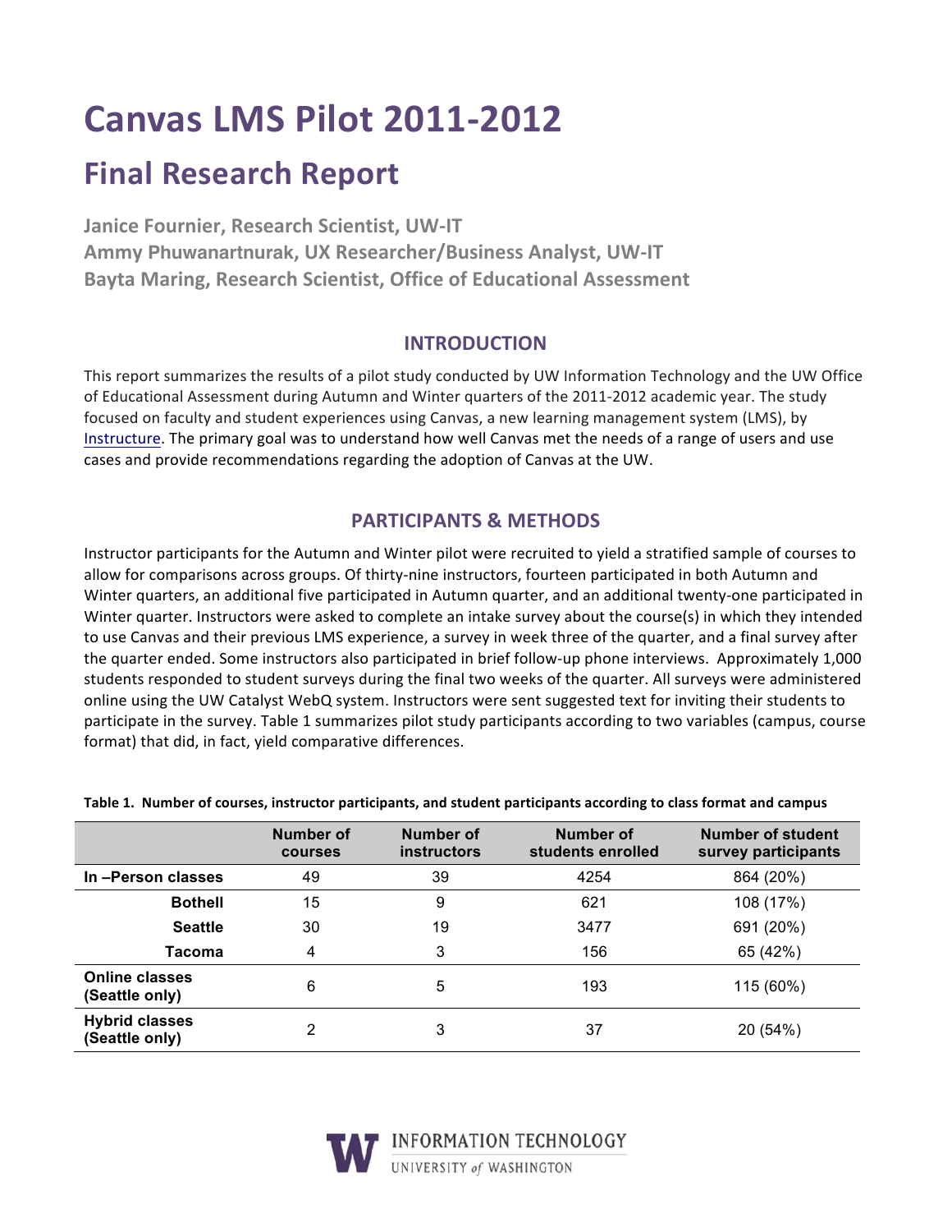# Canvas LMS Pilot 2011-2012

## Final Research Report

**Janice Fournier, Research Scientist, UW-IT**
**Ammy Phuwanartnurak, UX Researcher/Business Analyst, UW-IT**
**Bayta Maring, Research Scientist, Office of Educational Assessment**

### INTRODUCTION

This report summarizes the results of a pilot study conducted by UW Information Technology and the UW Office of Educational Assessment during Autumn and Winter quarters of the 2011-2012 academic year. The study focused on faculty and student experiences using Canvas, a new learning management system (LMS), by Instructure. The primary goal was to understand how well Canvas met the needs of a range of users and use cases and provide recommendations regarding the adoption of Canvas at the UW.

### PARTICIPANTS & METHODS

Instructor participants for the Autumn and Winter pilot were recruited to yield a stratified sample of courses to allow for comparisons across groups. Of thirty-nine instructors, fourteen participated in both Autumn and Winter quarters, an additional five participated in Autumn quarter, and an additional twenty-one participated in Winter quarter. Instructors were asked to complete an intake survey about the course(s) in which they intended to use Canvas and their previous LMS experience, a survey in week three of the quarter, and a final survey after the quarter ended. Some instructors also participated in brief follow-up phone interviews. Approximately 1,000 students responded to student surveys during the final two weeks of the quarter. All surveys were administered online using the UW Catalyst WebQ system. Instructors were sent suggested text for inviting their students to participate in the survey. Table 1 summarizes pilot study participants according to two variables (campus, course format) that did, in fact, yield comparative differences.

**Table 1. Number of courses, instructor participants, and student participants according to class format and campus**

| | Number of courses | Number of instructors | Number of students enrolled | Number of student survey participants |
|---|---|---|---|---|
| **In –Person classes** | 49 | 39 | 4254 | 864 (20%) |
| **Bothell** | 15 | 9 | 621 | 108 (17%) |
| **Seattle** | 30 | 19 | 3477 | 691 (20%) |
| **Tacoma** | 4 | 3 | 156 | 65 (42%) |
| **Online classes (Seattle only)** | 6 | 5 | 193 | 115 (60%) |
| **Hybrid classes (Seattle only)** | 2 | 3 | 37 | 20 (54%) |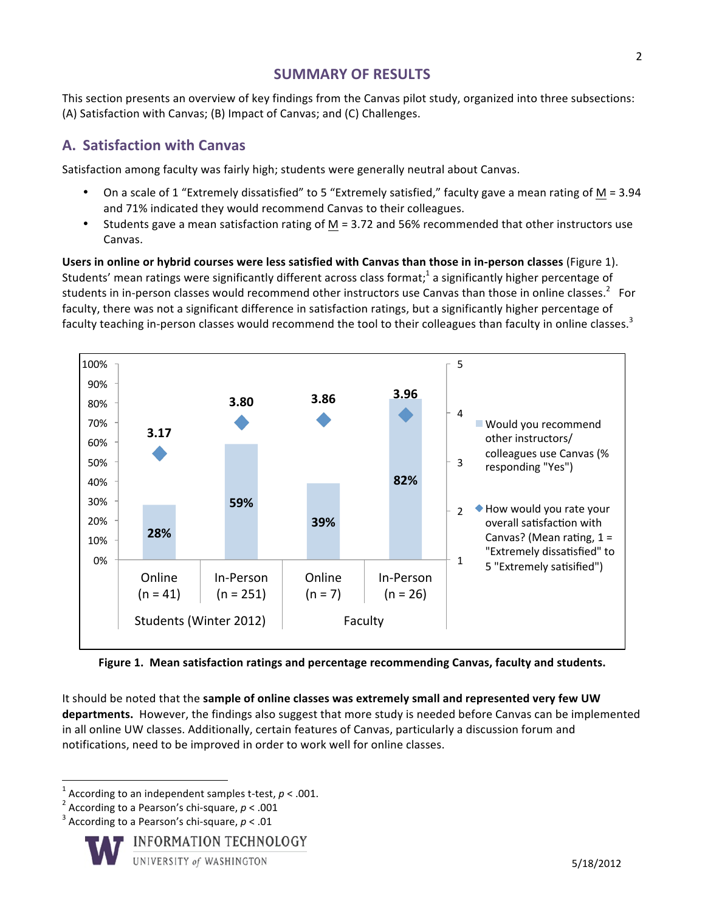# SUMMARY OF RESULTS

This section presents an overview of key findings from the Canvas pilot study, organized into three subsections: (A) Satisfaction with Canvas; (B) Impact of Canvas; and (C) Challenges.

## A. Satisfaction with Canvas

Satisfaction among faculty was fairly high; students were generally neutral about Canvas.

- On a scale of 1 "Extremely dissatisfied" to 5 "Extremely satisfied," faculty gave a mean rating of M = 3.94 and 71% indicated they would recommend Canvas to their colleagues.
- Students gave a mean satisfaction rating of M = 3.72 and 56% recommended that other instructors use Canvas.

**Users in online or hybrid courses were less satisfied with Canvas than those in in-person classes** (Figure 1). Students' mean ratings were significantly different across class format;[1] a significantly higher percentage of students in in-person classes would recommend other instructors use Canvas than those in online classes.[2] For faculty, there was not a significant difference in satisfaction ratings, but a significantly higher percentage of faculty teaching in-person classes would recommend the tool to their colleagues than faculty in online classes.[3]

| Group | Format | Would you recommend other instructors/colleagues use Canvas (% responding "Yes") | How would you rate your overall satisfaction with Canvas? (Mean rating, 1 = "Extremely dissatisfied" to 5 "Extremely satisified") |
|---|---|---|---|
| Students (Winter 2012) | Online (n = 41) | 28% | 3.17 |
| Students (Winter 2012) | In-Person (n = 251) | 59% | 3.80 |
| Faculty | Online (n = 7) | 39% | 3.86 |
| Faculty | In-Person (n = 26) | 82% | 3.96 |

**Figure 1. Mean satisfaction ratings and percentage recommending Canvas, faculty and students.**

It should be noted that the **sample of online classes was extremely small and represented very few UW departments.** However, the findings also suggest that more study is needed before Canvas can be implemented in all online UW classes. Additionally, certain features of Canvas, particularly a discussion forum and notifications, need to be improved in order to work well for online classes.

[1] According to an independent samples t-test, $p < .001$.

[2] According to a Pearson's chi-square, $p < .001$

[3] According to a Pearson's chi-square, $p < .01$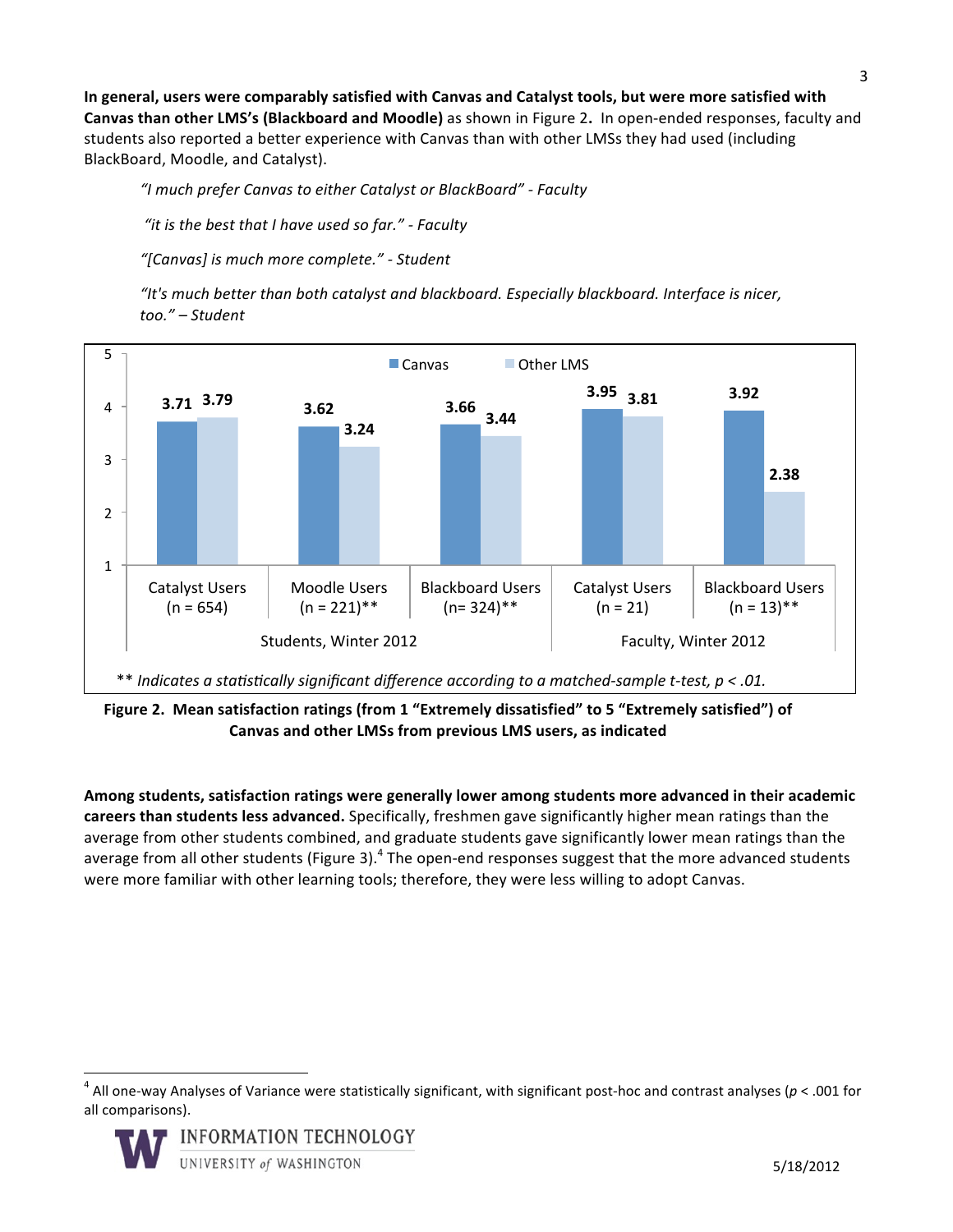**In general, users were comparably satisfied with Canvas and Catalyst tools, but were more satisfied with Canvas than other LMS's (Blackboard and Moodle)** as shown in Figure 2**.** In open-ended responses, faculty and students also reported a better experience with Canvas than with other LMSs they had used (including BlackBoard, Moodle, and Catalyst).

> *"I much prefer Canvas to either Catalyst or BlackBoard" - Faculty*
>
> *"it is the best that I have used so far." - Faculty*
>
> *"[Canvas] is much more complete." - Student*
>
> *"It's much better than both catalyst and blackboard. Especially blackboard. Interface is nicer, too." – Student*

| Group | | Canvas | Other LMS |
|---|---|---|---|
| Students, Winter 2012 | Catalyst Users (n = 654) | 3.71 | 3.79 |
| | Moodle Users (n = 221)** | 3.62 | 3.24 |
| | Blackboard Users (n= 324)** | 3.66 | 3.44 |
| Faculty, Winter 2012 | Catalyst Users (n = 21) | 3.95 | 3.81 |
| | Blackboard Users (n = 13)** | 3.92 | 2.38 |

*** Indicates a statistically significant difference according to a matched-sample t-test, $p < .01$.*

**Figure 2. Mean satisfaction ratings (from 1 "Extremely dissatisfied" to 5 "Extremely satisfied") of Canvas and other LMSs from previous LMS users, as indicated**

**Among students, satisfaction ratings were generally lower among students more advanced in their academic careers than students less advanced.** Specifically, freshmen gave significantly higher mean ratings than the average from other students combined, and graduate students gave significantly lower mean ratings than the average from all other students (Figure 3).[4] The open-end responses suggest that the more advanced students were more familiar with other learning tools; therefore, they were less willing to adopt Canvas.

[4] All one-way Analyses of Variance were statistically significant, with significant post-hoc and contrast analyses ($p < .001$ for all comparisons).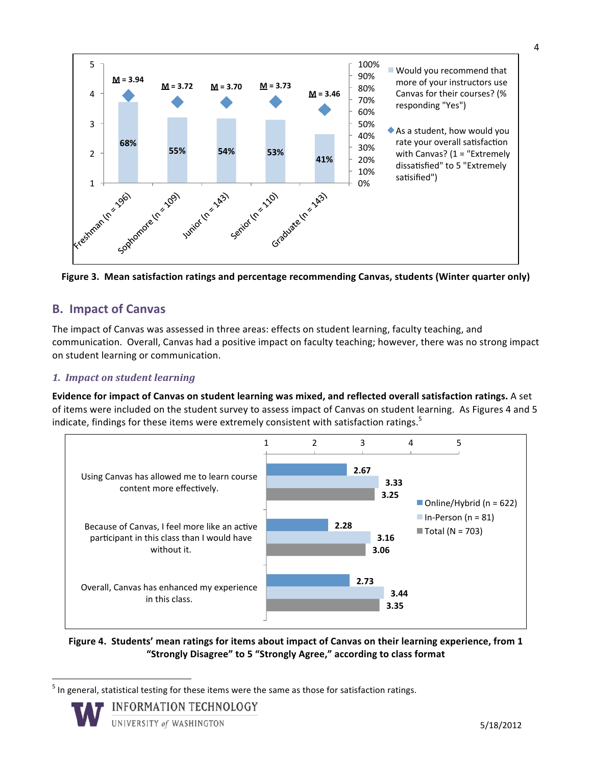Figure 3. Mean satisfaction ratings and percentage recommending Canvas, students (Winter quarter only)

## B. Impact of Canvas

The impact of Canvas was assessed in three areas: effects on student learning, faculty teaching, and communication. Overall, Canvas had a positive impact on faculty teaching; however, there was no strong impact on student learning or communication.

### *1. Impact on student learning*

**Evidence for impact of Canvas on student learning was mixed, and reflected overall satisfaction ratings.** A set of items were included on the student survey to assess impact of Canvas on student learning. As Figures 4 and 5 indicate, findings for these items were extremely consistent with satisfaction ratings.[5]

Figure 4. Students' mean ratings for items about impact of Canvas on their learning experience, from 1 "Strongly Disagree" to 5 "Strongly Agree," according to class format

[5] In general, statistical testing for these items were the same as those for satisfaction ratings.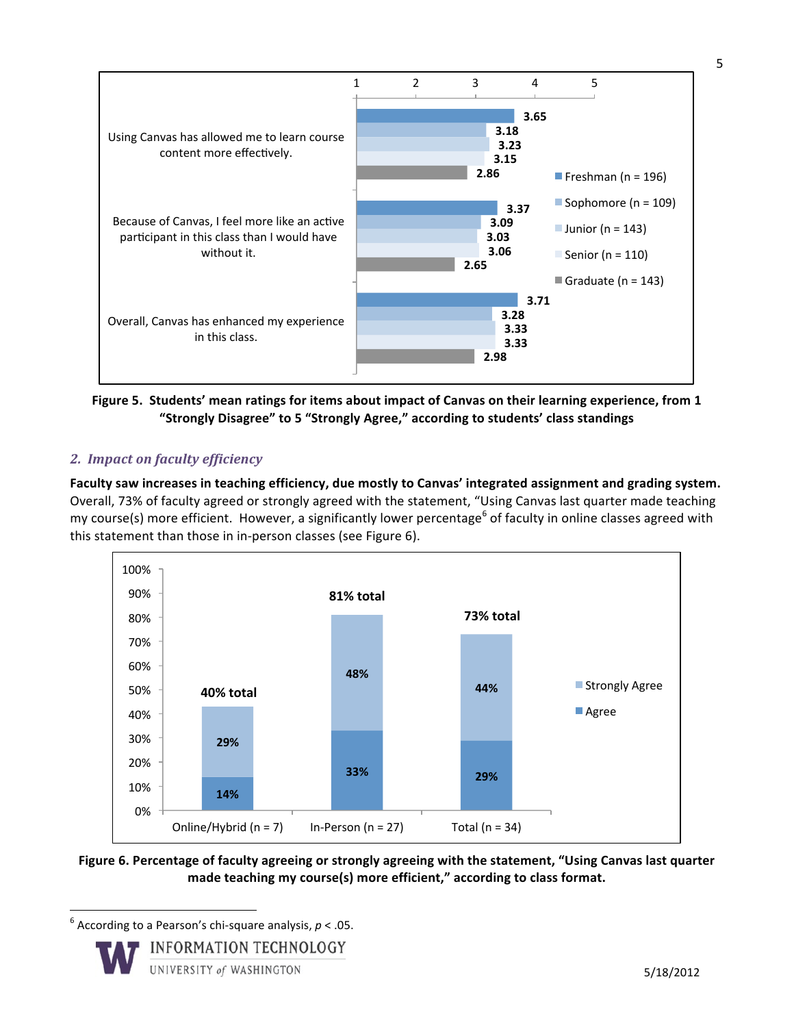| | Freshman (n = 196) | Sophomore (n = 109) | Junior (n = 143) | Senior (n = 110) | Graduate (n = 143) |
|---|---|---|---|---|---|
| Using Canvas has allowed me to learn course content more effectively. | 3.65 | 3.18 | 3.23 | 3.15 | 2.86 |
| Because of Canvas, I feel more like an active participant in this class than I would have without it. | 3.37 | 3.09 | 3.03 | 3.06 | 2.65 |
| Overall, Canvas has enhanced my experience in this class. | 3.71 | 3.28 | 3.33 | 3.33 | 2.98 |

**Figure 5. Students' mean ratings for items about impact of Canvas on their learning experience, from 1 "Strongly Disagree" to 5 "Strongly Agree," according to students' class standings**

## *2. Impact on faculty efficiency*

**Faculty saw increases in teaching efficiency, due mostly to Canvas' integrated assignment and grading system.** Overall, 73% of faculty agreed or strongly agreed with the statement, "Using Canvas last quarter made teaching my course(s) more efficient. However, a significantly lower percentage[6] of faculty in online classes agreed with this statement than those in in-person classes (see Figure 6).

| | Agree | Strongly Agree | Total |
|---|---|---|---|
| Online/Hybrid (n = 7) | 14% | 29% | 40% total |
| In-Person (n = 27) | 33% | 48% | 81% total |
| Total (n = 34) | 29% | 44% | 73% total |

**Figure 6. Percentage of faculty agreeing or strongly agreeing with the statement, "Using Canvas last quarter made teaching my course(s) more efficient," according to class format.**

[6] According to a Pearson's chi-square analysis, $p < .05$.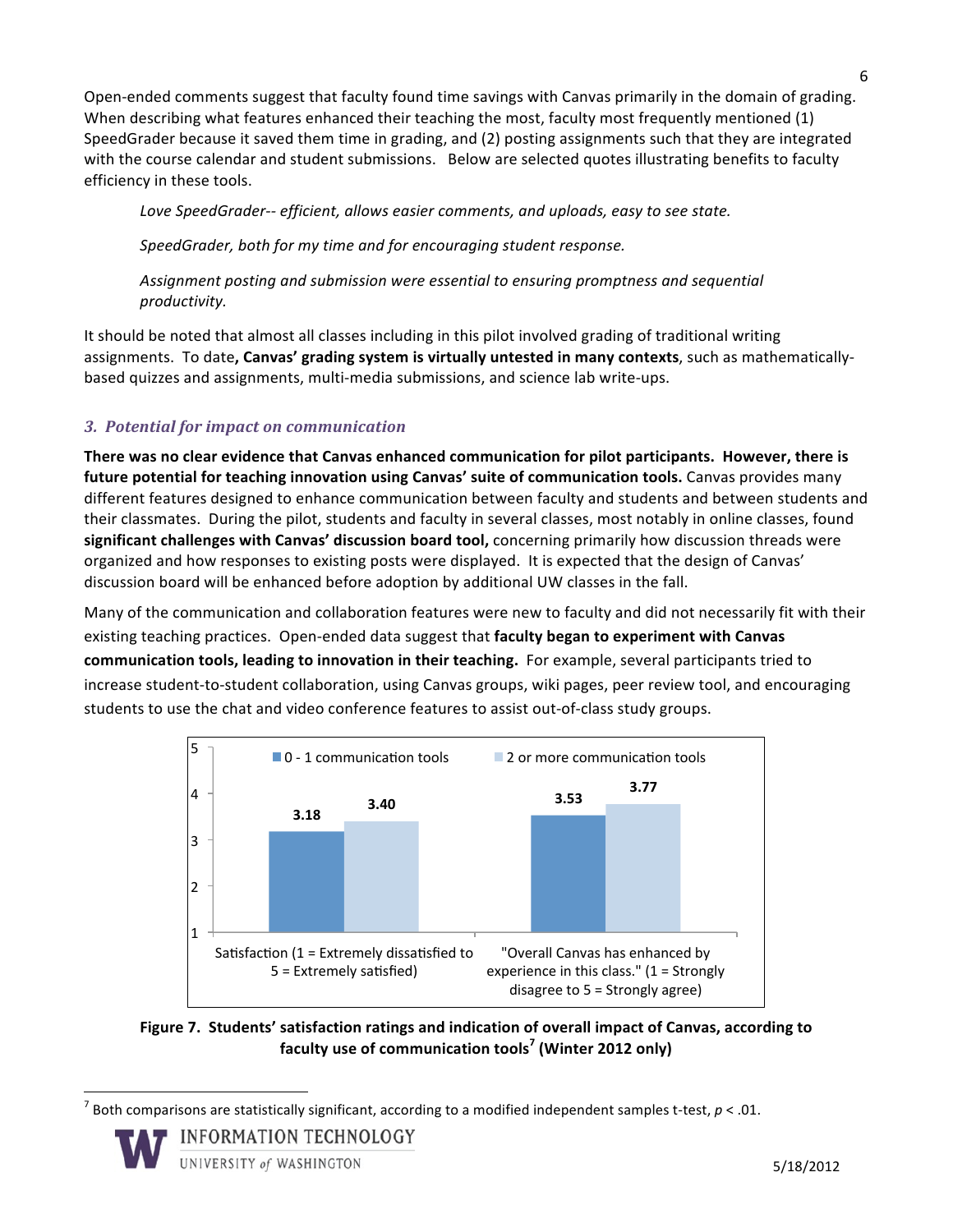Open-ended comments suggest that faculty found time savings with Canvas primarily in the domain of grading. When describing what features enhanced their teaching the most, faculty most frequently mentioned (1) SpeedGrader because it saved them time in grading, and (2) posting assignments such that they are integrated with the course calendar and student submissions. Below are selected quotes illustrating benefits to faculty efficiency in these tools.

> *Love SpeedGrader-- efficient, allows easier comments, and uploads, easy to see state.*
>
> *SpeedGrader, both for my time and for encouraging student response.*
>
> *Assignment posting and submission were essential to ensuring promptness and sequential productivity.*

It should be noted that almost all classes including in this pilot involved grading of traditional writing assignments. To date**, Canvas' grading system is virtually untested in many contexts**, such as mathematically-based quizzes and assignments, multi-media submissions, and science lab write-ups.

### *3. Potential for impact on communication*

**There was no clear evidence that Canvas enhanced communication for pilot participants. However, there is future potential for teaching innovation using Canvas' suite of communication tools.** Canvas provides many different features designed to enhance communication between faculty and students and between students and their classmates. During the pilot, students and faculty in several classes, most notably in online classes, found **significant challenges with Canvas' discussion board tool,** concerning primarily how discussion threads were organized and how responses to existing posts were displayed. It is expected that the design of Canvas' discussion board will be enhanced before adoption by additional UW classes in the fall.

Many of the communication and collaboration features were new to faculty and did not necessarily fit with their existing teaching practices. Open-ended data suggest that **faculty began to experiment with Canvas communication tools, leading to innovation in their teaching.** For example, several participants tried to increase student-to-student collaboration, using Canvas groups, wiki pages, peer review tool, and encouraging students to use the chat and video conference features to assist out-of-class study groups.

| | 0 - 1 communication tools | 2 or more communication tools |
|---|---|---|
| Satisfaction (1 = Extremely dissatisfied to 5 = Extremely satisfied) | 3.18 | 3.40 |
| "Overall Canvas has enhanced by experience in this class." (1 = Strongly disagree to 5 = Strongly agree) | 3.53 | 3.77 |

**Figure 7. Students' satisfaction ratings and indication of overall impact of Canvas, according to faculty use of communication tools[7] (Winter 2012 only)**

[7] Both comparisons are statistically significant, according to a modified independent samples t-test, $p < .01$.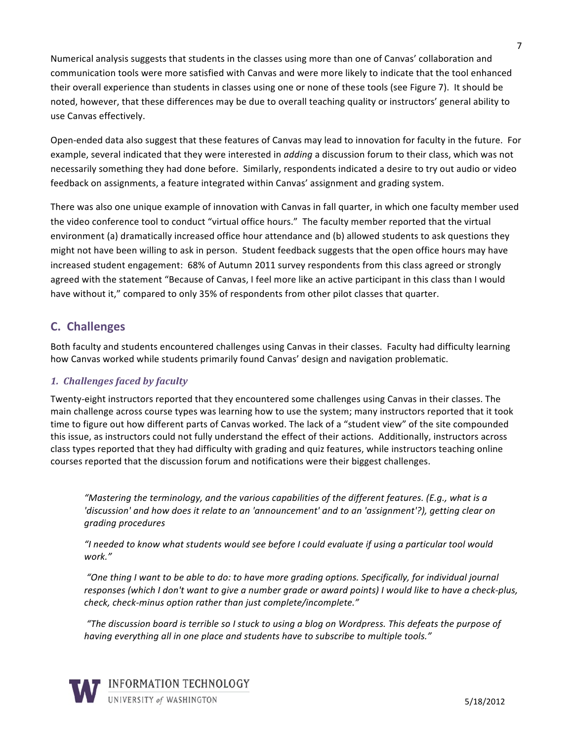Numerical analysis suggests that students in the classes using more than one of Canvas' collaboration and communication tools were more satisfied with Canvas and were more likely to indicate that the tool enhanced their overall experience than students in classes using one or none of these tools (see Figure 7). It should be noted, however, that these differences may be due to overall teaching quality or instructors' general ability to use Canvas effectively.

Open-ended data also suggest that these features of Canvas may lead to innovation for faculty in the future. For example, several indicated that they were interested in *adding* a discussion forum to their class, which was not necessarily something they had done before. Similarly, respondents indicated a desire to try out audio or video feedback on assignments, a feature integrated within Canvas' assignment and grading system.

There was also one unique example of innovation with Canvas in fall quarter, in which one faculty member used the video conference tool to conduct "virtual office hours." The faculty member reported that the virtual environment (a) dramatically increased office hour attendance and (b) allowed students to ask questions they might not have been willing to ask in person. Student feedback suggests that the open office hours may have increased student engagement: 68% of Autumn 2011 survey respondents from this class agreed or strongly agreed with the statement "Because of Canvas, I feel more like an active participant in this class than I would have without it," compared to only 35% of respondents from other pilot classes that quarter.

## C. Challenges

Both faculty and students encountered challenges using Canvas in their classes. Faculty had difficulty learning how Canvas worked while students primarily found Canvas' design and navigation problematic.

### *1. Challenges faced by faculty*

Twenty-eight instructors reported that they encountered some challenges using Canvas in their classes. The main challenge across course types was learning how to use the system; many instructors reported that it took time to figure out how different parts of Canvas worked. The lack of a "student view" of the site compounded this issue, as instructors could not fully understand the effect of their actions. Additionally, instructors across class types reported that they had difficulty with grading and quiz features, while instructors teaching online courses reported that the discussion forum and notifications were their biggest challenges.

> *"Mastering the terminology, and the various capabilities of the different features. (E.g., what is a 'discussion' and how does it relate to an 'announcement' and to an 'assignment'?), getting clear on grading procedures*
>
> *"I needed to know what students would see before I could evaluate if using a particular tool would work."*
>
> *"One thing I want to be able to do: to have more grading options. Specifically, for individual journal responses (which I don't want to give a number grade or award points) I would like to have a check-plus, check, check-minus option rather than just complete/incomplete."*
>
> *"The discussion board is terrible so I stuck to using a blog on Wordpress. This defeats the purpose of having everything all in one place and students have to subscribe to multiple tools."*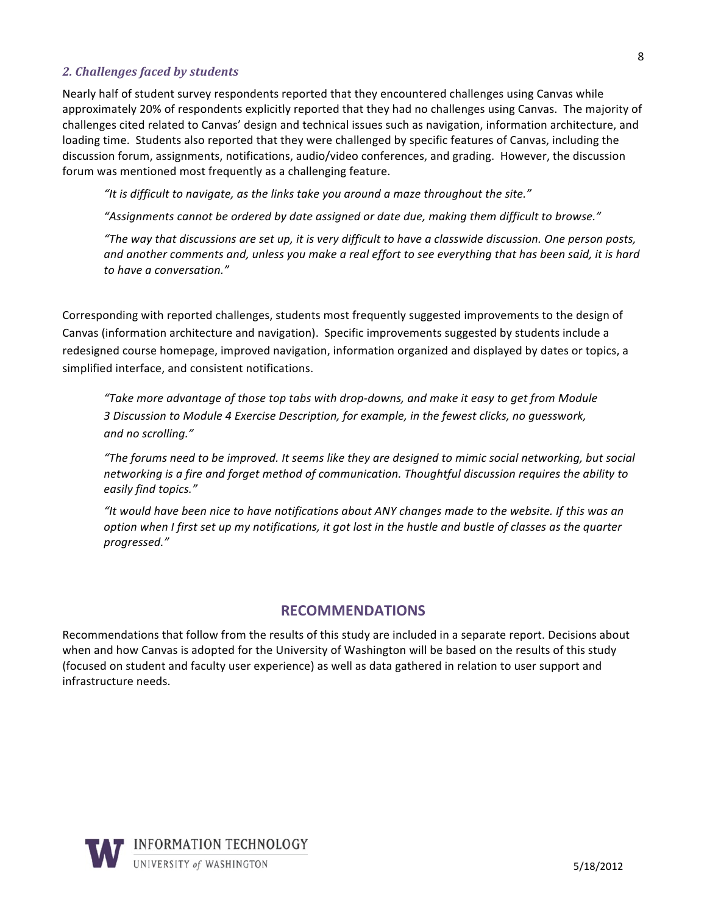### *2. Challenges faced by students*

Nearly half of student survey respondents reported that they encountered challenges using Canvas while approximately 20% of respondents explicitly reported that they had no challenges using Canvas. The majority of challenges cited related to Canvas' design and technical issues such as navigation, information architecture, and loading time. Students also reported that they were challenged by specific features of Canvas, including the discussion forum, assignments, notifications, audio/video conferences, and grading. However, the discussion forum was mentioned most frequently as a challenging feature.

> *"It is difficult to navigate, as the links take you around a maze throughout the site."*
>
> *"Assignments cannot be ordered by date assigned or date due, making them difficult to browse."*
>
> *"The way that discussions are set up, it is very difficult to have a classwide discussion. One person posts, and another comments and, unless you make a real effort to see everything that has been said, it is hard to have a conversation."*

Corresponding with reported challenges, students most frequently suggested improvements to the design of Canvas (information architecture and navigation). Specific improvements suggested by students include a redesigned course homepage, improved navigation, information organized and displayed by dates or topics, a simplified interface, and consistent notifications.

> *"Take more advantage of those top tabs with drop-downs, and make it easy to get from Module 3 Discussion to Module 4 Exercise Description, for example, in the fewest clicks, no guesswork, and no scrolling."*
>
> *"The forums need to be improved. It seems like they are designed to mimic social networking, but social networking is a fire and forget method of communication. Thoughtful discussion requires the ability to easily find topics."*
>
> *"It would have been nice to have notifications about ANY changes made to the website. If this was an option when I first set up my notifications, it got lost in the hustle and bustle of classes as the quarter progressed."*

## RECOMMENDATIONS

Recommendations that follow from the results of this study are included in a separate report. Decisions about when and how Canvas is adopted for the University of Washington will be based on the results of this study (focused on student and faculty user experience) as well as data gathered in relation to user support and infrastructure needs.